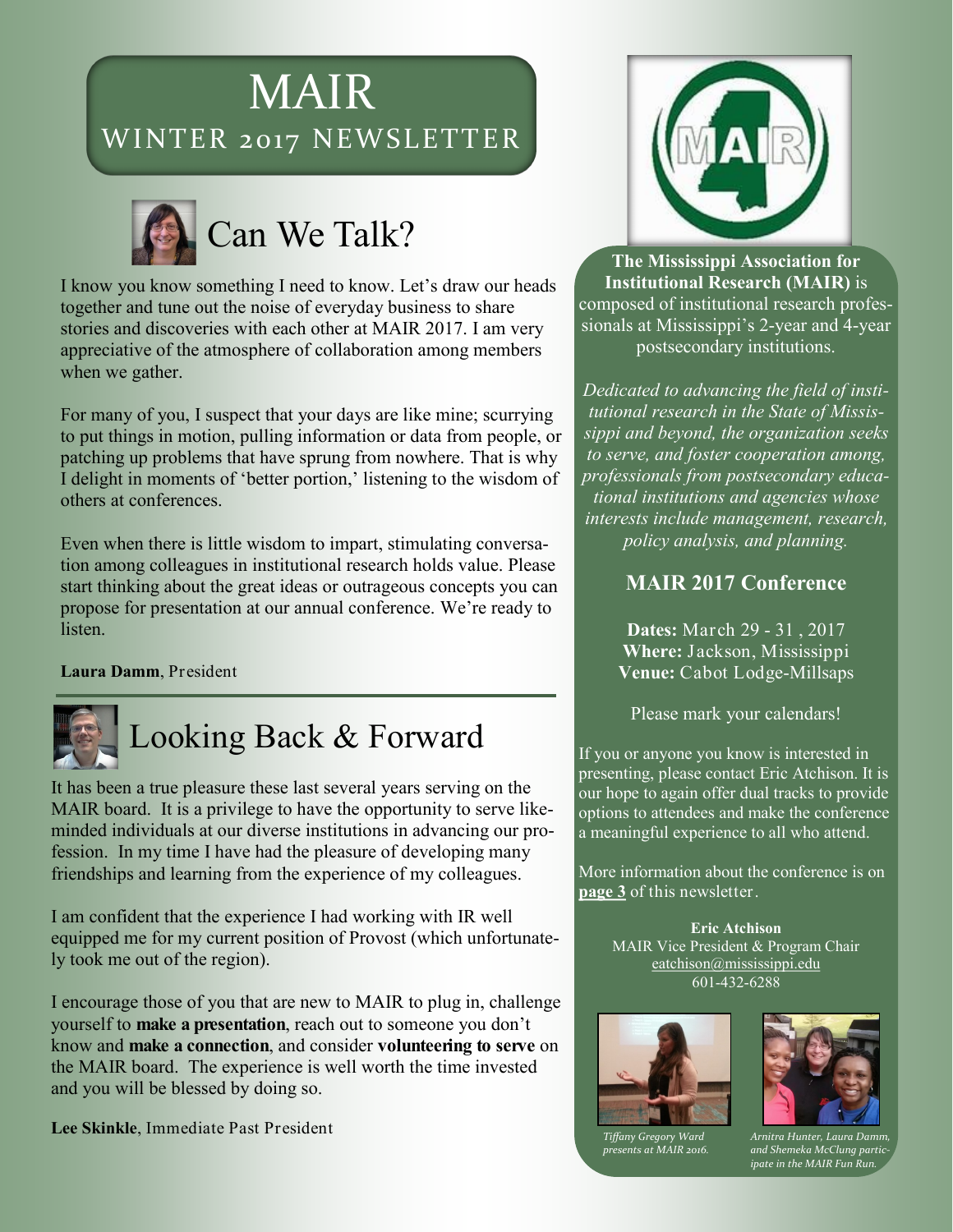# MAIR
## WINTER 2017 NEWSLETTER

## Can We Talk?

I know you know something I need to know. Let's draw our heads together and tune out the noise of everyday business to share stories and discoveries with each other at MAIR 2017. I am very appreciative of the atmosphere of collaboration among members when we gather.

For many of you, I suspect that your days are like mine; scurrying to put things in motion, pulling information or data from people, or patching up problems that have sprung from nowhere. That is why I delight in moments of 'better portion,' listening to the wisdom of others at conferences.

Even when there is little wisdom to impart, stimulating conversation among colleagues in institutional research holds value. Please start thinking about the great ideas or outrageous concepts you can propose for presentation at our annual conference. We're ready to listen.

**Laura Damm**, President

## Looking Back & Forward

It has been a true pleasure these last several years serving on the MAIR board. It is a privilege to have the opportunity to serve like-minded individuals at our diverse institutions in advancing our profession. In my time I have had the pleasure of developing many friendships and learning from the experience of my colleagues.

I am confident that the experience I had working with IR well equipped me for my current position of Provost (which unfortunately took me out of the region).

I encourage those of you that are new to MAIR to plug in, challenge yourself to **make a presentation**, reach out to someone you don't know and **make a connection**, and consider **volunteering to serve** on the MAIR board. The experience is well worth the time invested and you will be blessed by doing so.

**Lee Skinkle**, Immediate Past President

**The Mississippi Association for Institutional Research (MAIR)** is composed of institutional research professionals at Mississippi's 2-year and 4-year postsecondary institutions.

*Dedicated to advancing the field of institutional research in the State of Mississippi and beyond, the organization seeks to serve, and foster cooperation among, professionals from postsecondary educational institutions and agencies whose interests include management, research, policy analysis, and planning.*

### MAIR 2017 Conference

**Dates:** March 29 - 31 , 2017
**Where:** Jackson, Mississippi
**Venue:** Cabot Lodge-Millsaps

Please mark your calendars!

If you or anyone you know is interested in presenting, please contact Eric Atchison. It is our hope to again offer dual tracks to provide options to attendees and make the conference a meaningful experience to all who attend.

More information about the conference is on **page 3** of this newsletter.

**Eric Atchison**
MAIR Vice President & Program Chair
eatchison@mississippi.edu
601-432-6288

*Tiffany Gregory Ward presents at MAIR 2016.*

*Arnitra Hunter, Laura Damm, and Shemeka McClung participate in the MAIR Fun Run.*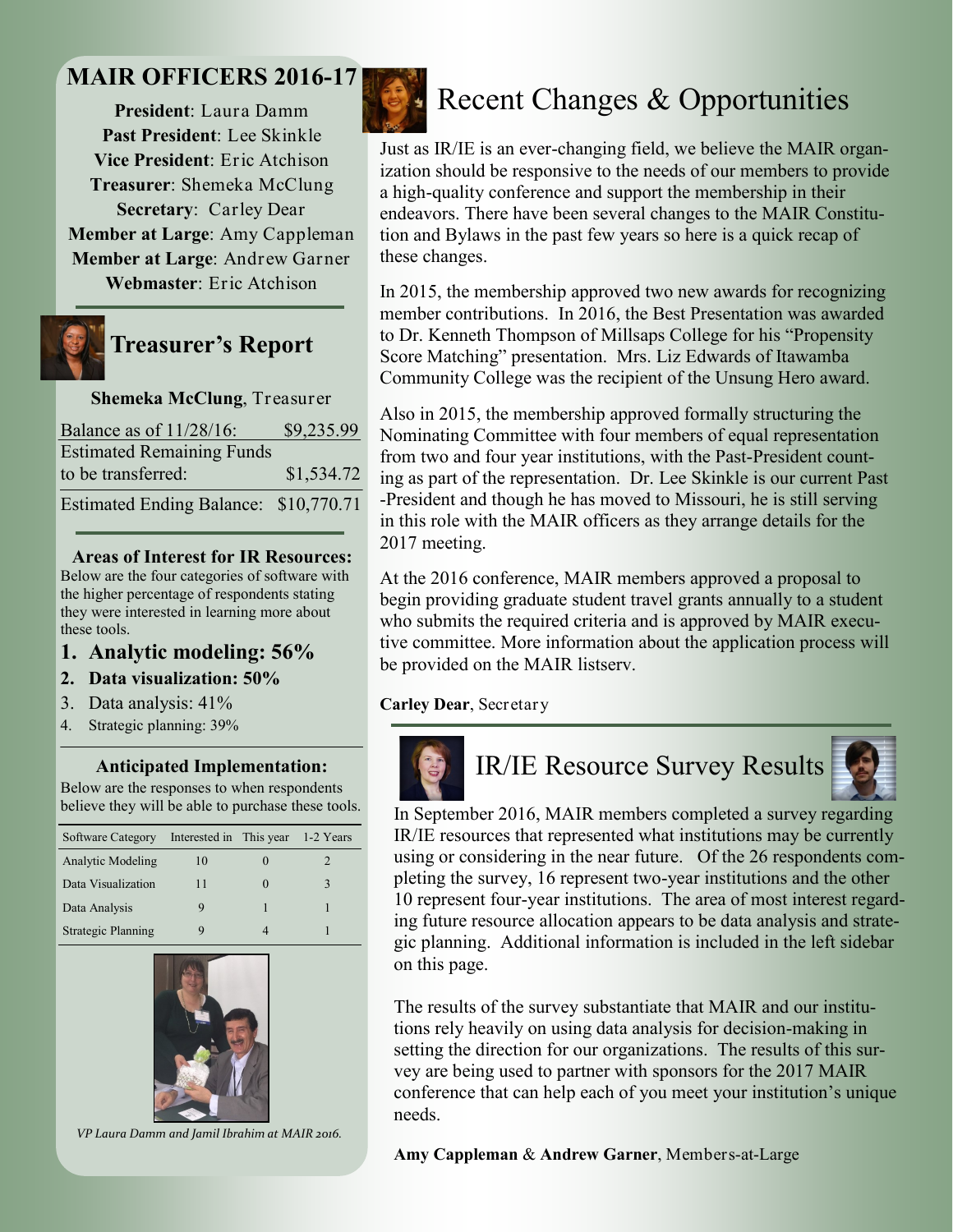## MAIR OFFICERS 2016-17

**President**: Laura Damm
**Past President**: Lee Skinkle
**Vice President**: Eric Atchison
**Treasurer**: Shemeka McClung
**Secretary**: Carley Dear
**Member at Large**: Amy Cappleman
**Member at Large**: Andrew Garner
**Webmaster**: Eric Atchison

## Treasurer's Report

**Shemeka McClung**, Treasurer

| | |
|---|---|
| Balance as of 11/28/16: | $9,235.99 |
| Estimated Remaining Funds to be transferred: | $1,534.72 |
| Estimated Ending Balance: | $10,770.71 |

### Areas of Interest for IR Resources:

Below are the four categories of software with the higher percentage of respondents stating they were interested in learning more about these tools.

1. **Analytic modeling: 56%**
2. **Data visualization: 50%**
3. Data analysis: 41%
4. Strategic planning: 39%

### Anticipated Implementation:

Below are the responses to when respondents believe they will be able to purchase these tools.

| Software Category | Interested in | This year | 1-2 Years |
|---|---|---|---|
| Analytic Modeling | 10 | 0 | 2 |
| Data Visualization | 11 | 0 | 3 |
| Data Analysis | 9 | 1 | 1 |
| Strategic Planning | 9 | 4 | 1 |

*VP Laura Damm and Jamil Ibrahim at MAIR 2016.*

## Recent Changes & Opportunities

Just as IR/IE is an ever-changing field, we believe the MAIR organization should be responsive to the needs of our members to provide a high-quality conference and support the membership in their endeavors. There have been several changes to the MAIR Constitution and Bylaws in the past few years so here is a quick recap of these changes.

In 2015, the membership approved two new awards for recognizing member contributions. In 2016, the Best Presentation was awarded to Dr. Kenneth Thompson of Millsaps College for his "Propensity Score Matching" presentation. Mrs. Liz Edwards of Itawamba Community College was the recipient of the Unsung Hero award.

Also in 2015, the membership approved formally structuring the Nominating Committee with four members of equal representation from two and four year institutions, with the Past-President counting as part of the representation. Dr. Lee Skinkle is our current Past-President and though he has moved to Missouri, he is still serving in this role with the MAIR officers as they arrange details for the 2017 meeting.

At the 2016 conference, MAIR members approved a proposal to begin providing graduate student travel grants annually to a student who submits the required criteria and is approved by MAIR executive committee. More information about the application process will be provided on the MAIR listserv.

**Carley Dear**, Secretary

## IR/IE Resource Survey Results

In September 2016, MAIR members completed a survey regarding IR/IE resources that represented what institutions may be currently using or considering in the near future. Of the 26 respondents completing the survey, 16 represent two-year institutions and the other 10 represent four-year institutions. The area of most interest regarding future resource allocation appears to be data analysis and strategic planning. Additional information is included in the left sidebar on this page.

The results of the survey substantiate that MAIR and our institutions rely heavily on using data analysis for decision-making in setting the direction for our organizations. The results of this survey are being used to partner with sponsors for the 2017 MAIR conference that can help each of you meet your institution's unique needs.

**Amy Cappleman** & **Andrew Garner**, Members-at-Large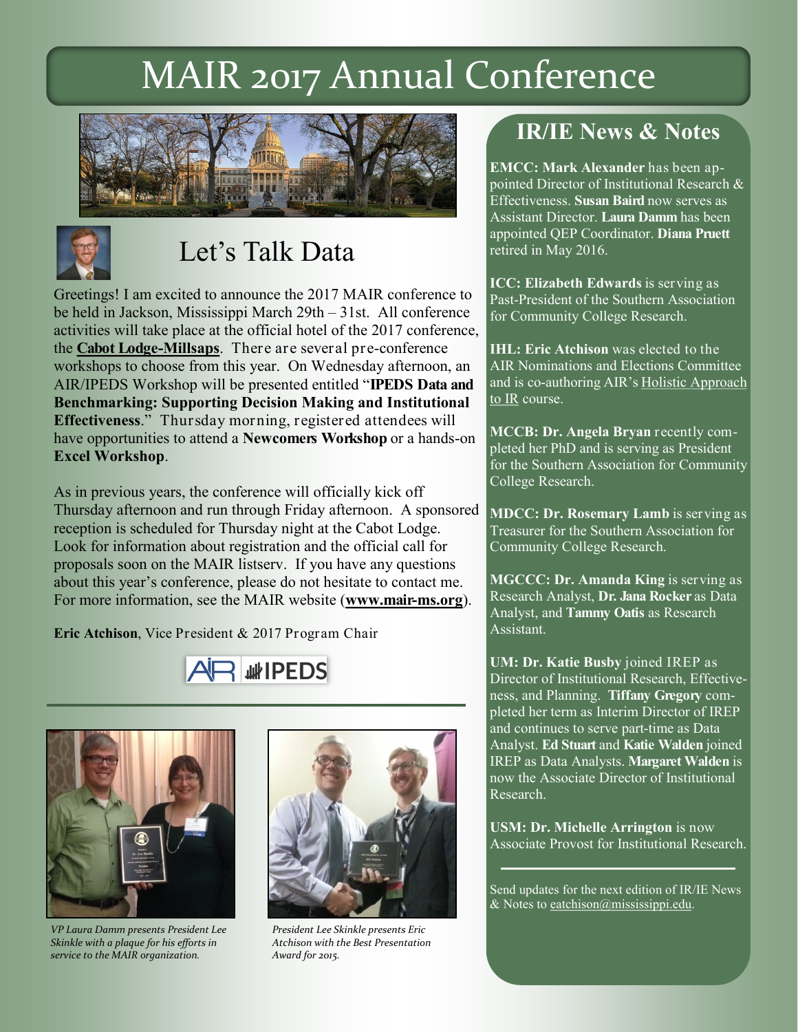# MAIR 2017 Annual Conference

## Let's Talk Data

Greetings! I am excited to announce the 2017 MAIR conference to be held in Jackson, Mississippi March 29th – 31st. All conference activities will take place at the official hotel of the 2017 conference, the **Cabot Lodge-Millsaps**. There are several pre-conference workshops to choose from this year. On Wednesday afternoon, an AIR/IPEDS Workshop will be presented entitled "**IPEDS Data and Benchmarking: Supporting Decision Making and Institutional Effectiveness**." Thursday morning, registered attendees will have opportunities to attend a **Newcomers Workshop** or a hands-on **Excel Workshop**.

As in previous years, the conference will officially kick off Thursday afternoon and run through Friday afternoon. A sponsored reception is scheduled for Thursday night at the Cabot Lodge. Look for information about registration and the official call for proposals soon on the MAIR listserv. If you have any questions about this year's conference, please do not hesitate to contact me. For more information, see the MAIR website (**www.mair-ms.org**).

**Eric Atchison**, Vice President & 2017 Program Chair

*VP Laura Damm presents President Lee Skinkle with a plaque for his efforts in service to the MAIR organization.*

*President Lee Skinkle presents Eric Atchison with the Best Presentation Award for 2015.*

## IR/IE News & Notes

**EMCC: Mark Alexander** has been appointed Director of Institutional Research & Effectiveness. **Susan Baird** now serves as Assistant Director. **Laura Damm** has been appointed QEP Coordinator. **Diana Pruett** retired in May 2016.

**ICC: Elizabeth Edwards** is serving as Past-President of the Southern Association for Community College Research.

**IHL: Eric Atchison** was elected to the AIR Nominations and Elections Committee and is co-authoring AIR's Holistic Approach to IR course.

**MCCB: Dr. Angela Bryan** recently completed her PhD and is serving as President for the Southern Association for Community College Research.

**MDCC: Dr. Rosemary Lamb** is serving as Treasurer for the Southern Association for Community College Research.

**MGCCC: Dr. Amanda King** is serving as Research Analyst, **Dr. Jana Rocker** as Data Analyst, and **Tammy Oatis** as Research Assistant.

**UM: Dr. Katie Busby** joined IREP as Director of Institutional Research, Effectiveness, and Planning. **Tiffany Gregory** completed her term as Interim Director of IREP and continues to serve part-time as Data Analyst. **Ed Stuart** and **Katie Walden** joined IREP as Data Analysts. **Margaret Walden** is now the Associate Director of Institutional Research.

**USM: Dr. Michelle Arrington** is now Associate Provost for Institutional Research.

Send updates for the next edition of IR/IE News & Notes to eatchison@mississippi.edu.